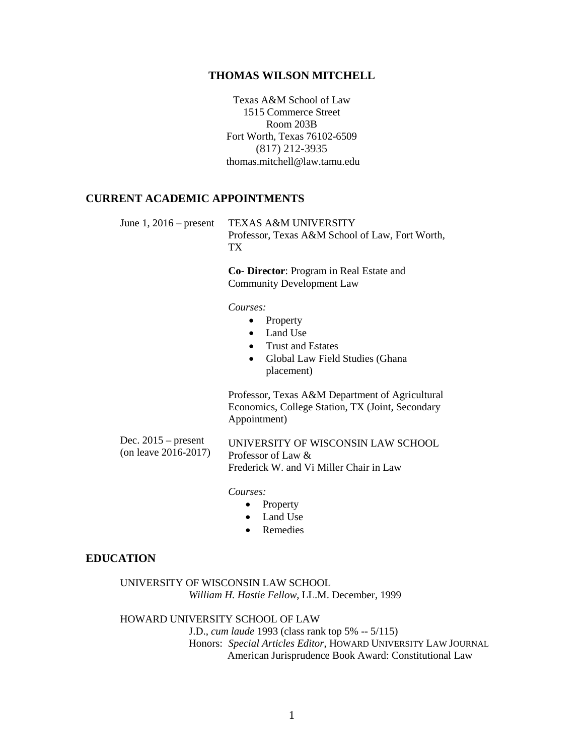# THOMAS WILSON MITCHELL

Texas A&M School of Law
1515 Commerce Street
Room 203B
Fort Worth, Texas 76102-6509
(817) 212-3935
thomas.mitchell@law.tamu.edu

## CURRENT ACADEMIC APPOINTMENTS

June 1, 2016 – present

TEXAS A&M UNIVERSITY
Professor, Texas A&M School of Law, Fort Worth, TX

**Co- Director**: Program in Real Estate and Community Development Law

*Courses:*

- Property
- Land Use
- Trust and Estates
- Global Law Field Studies (Ghana placement)

Professor, Texas A&M Department of Agricultural Economics, College Station, TX (Joint, Secondary Appointment)

Dec. 2015 – present (on leave 2016-2017)

UNIVERSITY OF WISCONSIN LAW SCHOOL
Professor of Law &
Frederick W. and Vi Miller Chair in Law

*Courses:*

- Property
- Land Use
- Remedies

## EDUCATION

UNIVERSITY OF WISCONSIN LAW SCHOOL
*William H. Hastie Fellow*, LL.M. December, 1999

HOWARD UNIVERSITY SCHOOL OF LAW
J.D., *cum laude* 1993 (class rank top 5% -- 5/115)
Honors: *Special Articles Editor*, HOWARD UNIVERSITY LAW JOURNAL
American Jurisprudence Book Award: Constitutional Law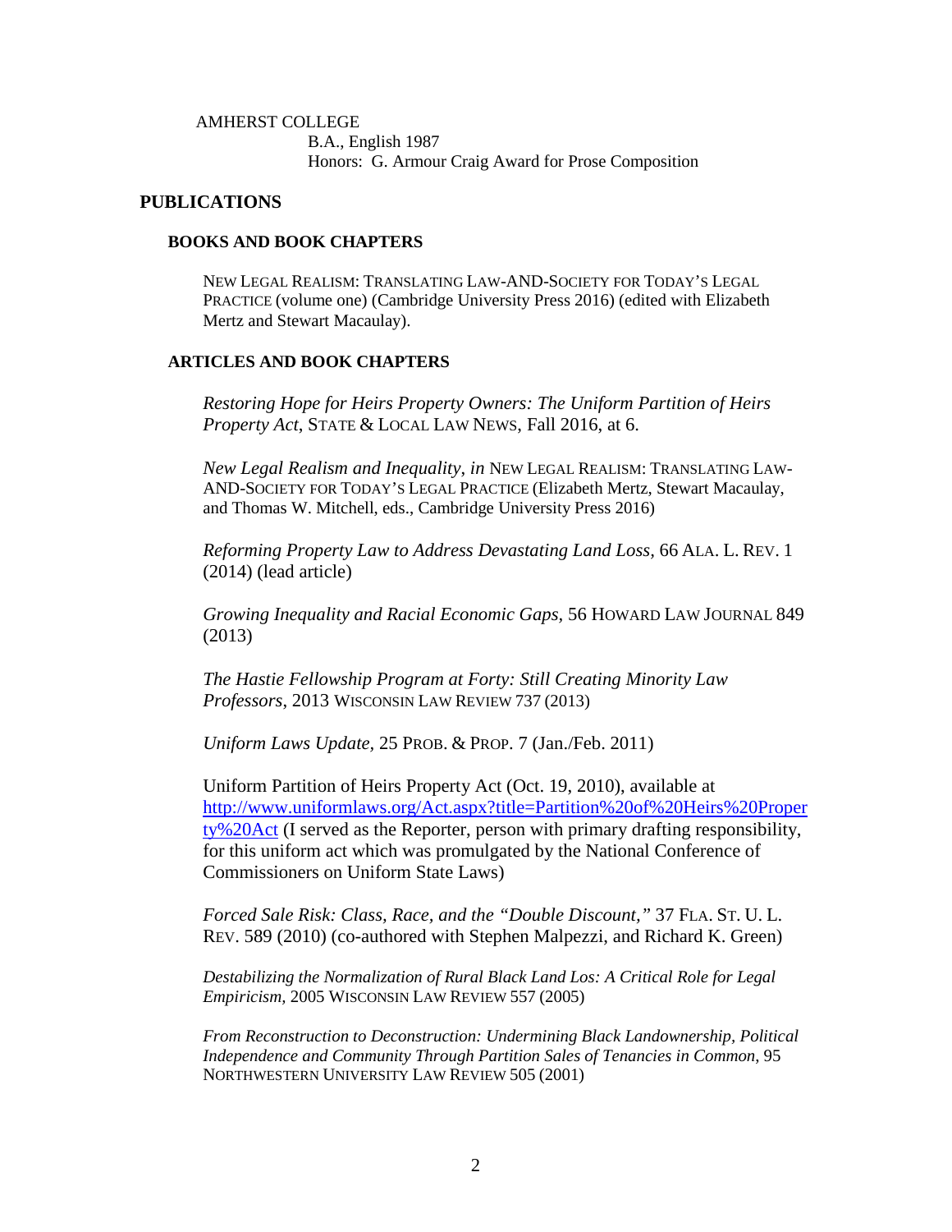AMHERST COLLEGE

B.A., English 1987

Honors: G. Armour Craig Award for Prose Composition

## PUBLICATIONS

### BOOKS AND BOOK CHAPTERS

NEW LEGAL REALISM: TRANSLATING LAW-AND-SOCIETY FOR TODAY'S LEGAL PRACTICE (volume one) (Cambridge University Press 2016) (edited with Elizabeth Mertz and Stewart Macaulay).

### ARTICLES AND BOOK CHAPTERS

*Restoring Hope for Heirs Property Owners: The Uniform Partition of Heirs Property Act*, STATE & LOCAL LAW NEWS, Fall 2016, at 6.

*New Legal Realism and Inequality*, *in* NEW LEGAL REALISM: TRANSLATING LAW-AND-SOCIETY FOR TODAY'S LEGAL PRACTICE (Elizabeth Mertz, Stewart Macaulay, and Thomas W. Mitchell, eds., Cambridge University Press 2016)

*Reforming Property Law to Address Devastating Land Loss,* 66 ALA. L. REV. 1 (2014) (lead article)

*Growing Inequality and Racial Economic Gaps,* 56 HOWARD LAW JOURNAL 849 (2013)

*The Hastie Fellowship Program at Forty: Still Creating Minority Law Professors*, 2013 WISCONSIN LAW REVIEW 737 (2013)

*Uniform Laws Update,* 25 PROB. & PROP. 7 (Jan./Feb. 2011)

Uniform Partition of Heirs Property Act (Oct. 19, 2010), available at http://www.uniformlaws.org/Act.aspx?title=Partition%20of%20Heirs%20Property%20Act (I served as the Reporter, person with primary drafting responsibility, for this uniform act which was promulgated by the National Conference of Commissioners on Uniform State Laws)

*Forced Sale Risk: Class, Race, and the "Double Discount,"* 37 FLA. ST. U. L. REV. 589 (2010) (co-authored with Stephen Malpezzi, and Richard K. Green)

*Destabilizing the Normalization of Rural Black Land Los: A Critical Role for Legal Empiricism,* 2005 WISCONSIN LAW REVIEW 557 (2005)

*From Reconstruction to Deconstruction: Undermining Black Landownership, Political Independence and Community Through Partition Sales of Tenancies in Common*, 95 NORTHWESTERN UNIVERSITY LAW REVIEW 505 (2001)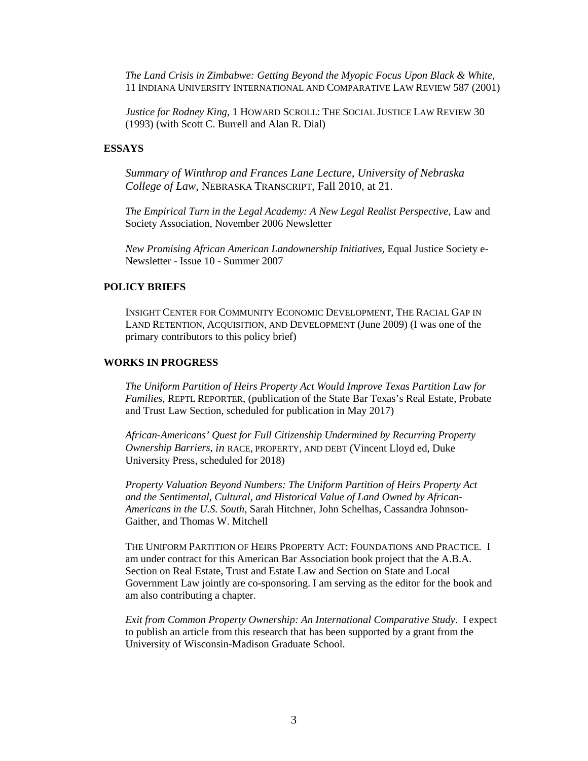*The Land Crisis in Zimbabwe: Getting Beyond the Myopic Focus Upon Black & White*, 11 INDIANA UNIVERSITY INTERNATIONAL AND COMPARATIVE LAW REVIEW 587 (2001)

*Justice for Rodney King*, 1 HOWARD SCROLL: THE SOCIAL JUSTICE LAW REVIEW 30 (1993) (with Scott C. Burrell and Alan R. Dial)

## ESSAYS

*Summary of Winthrop and Frances Lane Lecture, University of Nebraska College of Law*, NEBRASKA TRANSCRIPT, Fall 2010, at 21.

*The Empirical Turn in the Legal Academy: A New Legal Realist Perspective*, Law and Society Association, November 2006 Newsletter

*New Promising African American Landownership Initiatives*, Equal Justice Society e-Newsletter - Issue 10 - Summer 2007

## POLICY BRIEFS

INSIGHT CENTER FOR COMMUNITY ECONOMIC DEVELOPMENT, THE RACIAL GAP IN LAND RETENTION, ACQUISITION, AND DEVELOPMENT (June 2009) (I was one of the primary contributors to this policy brief)

## WORKS IN PROGRESS

*The Uniform Partition of Heirs Property Act Would Improve Texas Partition Law for Families*, REPTL REPORTER, (publication of the State Bar Texas's Real Estate, Probate and Trust Law Section, scheduled for publication in May 2017)

*African-Americans' Quest for Full Citizenship Undermined by Recurring Property Ownership Barriers*, *in* RACE, PROPERTY, AND DEBT (Vincent Lloyd ed, Duke University Press, scheduled for 2018)

*Property Valuation Beyond Numbers: The Uniform Partition of Heirs Property Act and the Sentimental, Cultural, and Historical Value of Land Owned by African-Americans in the U.S. South*, Sarah Hitchner, John Schelhas, Cassandra Johnson-Gaither, and Thomas W. Mitchell

THE UNIFORM PARTITION OF HEIRS PROPERTY ACT: FOUNDATIONS AND PRACTICE. I am under contract for this American Bar Association book project that the A.B.A. Section on Real Estate, Trust and Estate Law and Section on State and Local Government Law jointly are co-sponsoring. I am serving as the editor for the book and am also contributing a chapter.

*Exit from Common Property Ownership: An International Comparative Study*. I expect to publish an article from this research that has been supported by a grant from the University of Wisconsin-Madison Graduate School.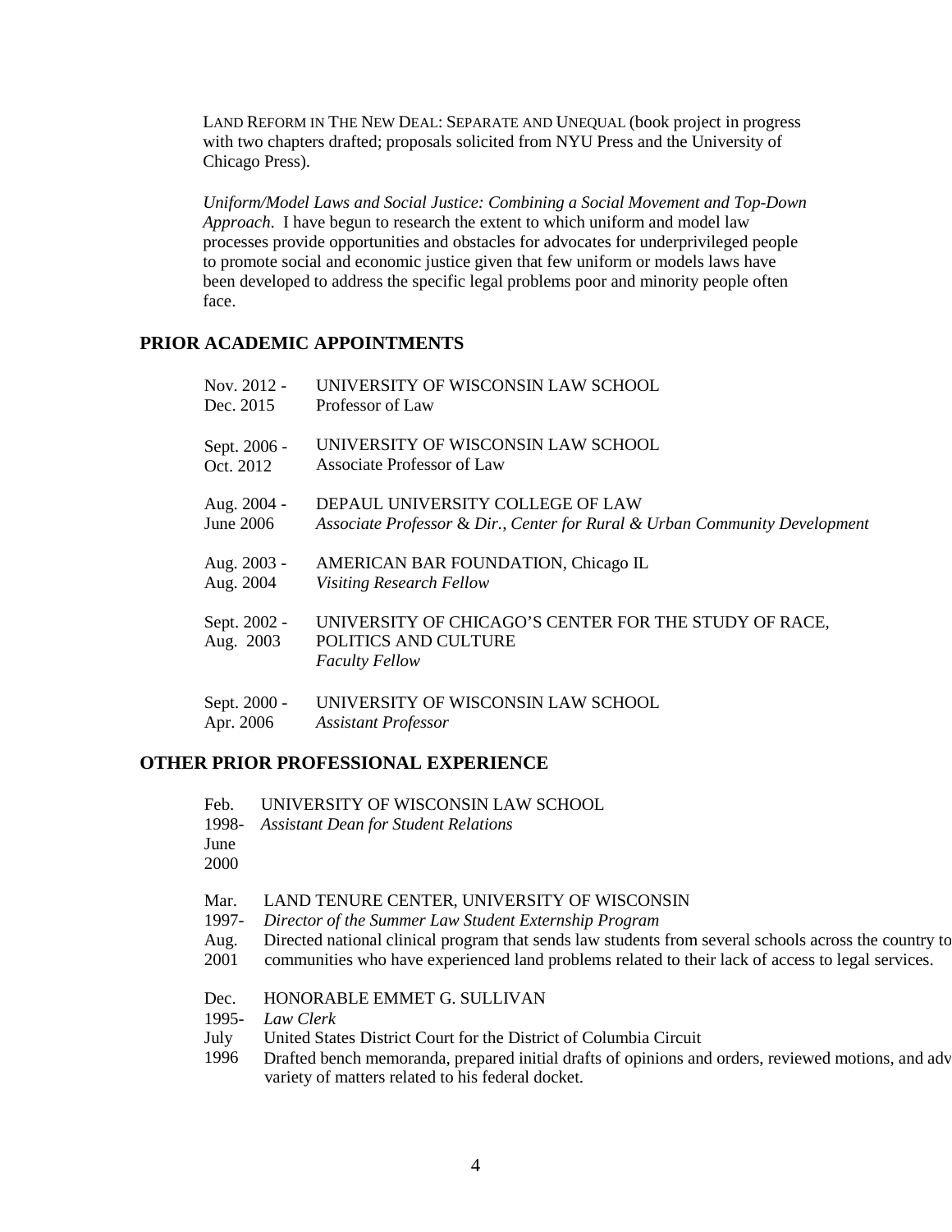LAND REFORM IN THE NEW DEAL: SEPARATE AND UNEQUAL (book project in progress with two chapters drafted; proposals solicited from NYU Press and the University of Chicago Press).

*Uniform/Model Laws and Social Justice: Combining a Social Movement and Top-Down Approach*. I have begun to research the extent to which uniform and model law processes provide opportunities and obstacles for advocates for underprivileged people to promote social and economic justice given that few uniform or models laws have been developed to address the specific legal problems poor and minority people often face.

## PRIOR ACADEMIC APPOINTMENTS

Nov. 2012 - Dec. 2015 — UNIVERSITY OF WISCONSIN LAW SCHOOL
Professor of Law

Sept. 2006 - Oct. 2012 — UNIVERSITY OF WISCONSIN LAW SCHOOL
Associate Professor of Law

Aug. 2004 - June 2006 — DEPAUL UNIVERSITY COLLEGE OF LAW
*Associate Professor & Dir., Center for Rural & Urban Community Development*

Aug. 2003 - Aug. 2004 — AMERICAN BAR FOUNDATION, Chicago IL
*Visiting Research Fellow*

Sept. 2002 - Aug. 2003 — UNIVERSITY OF CHICAGO'S CENTER FOR THE STUDY OF RACE, POLITICS AND CULTURE
*Faculty Fellow*

Sept. 2000 - Apr. 2006 — UNIVERSITY OF WISCONSIN LAW SCHOOL
*Assistant Professor*

## OTHER PRIOR PROFESSIONAL EXPERIENCE

Feb. 1998- June 2000 — UNIVERSITY OF WISCONSIN LAW SCHOOL
*Assistant Dean for Student Relations*

Mar. 1997- Aug. 2001 — LAND TENURE CENTER, UNIVERSITY OF WISCONSIN
*Director of the Summer Law Student Externship Program*
Directed national clinical program that sends law students from several schools across the country to communities who have experienced land problems related to their lack of access to legal services.

Dec. 1995- July 1996 — HONORABLE EMMET G. SULLIVAN
*Law Clerk*
United States District Court for the District of Columbia Circuit
Drafted bench memoranda, prepared initial drafts of opinions and orders, reviewed motions, and adv variety of matters related to his federal docket.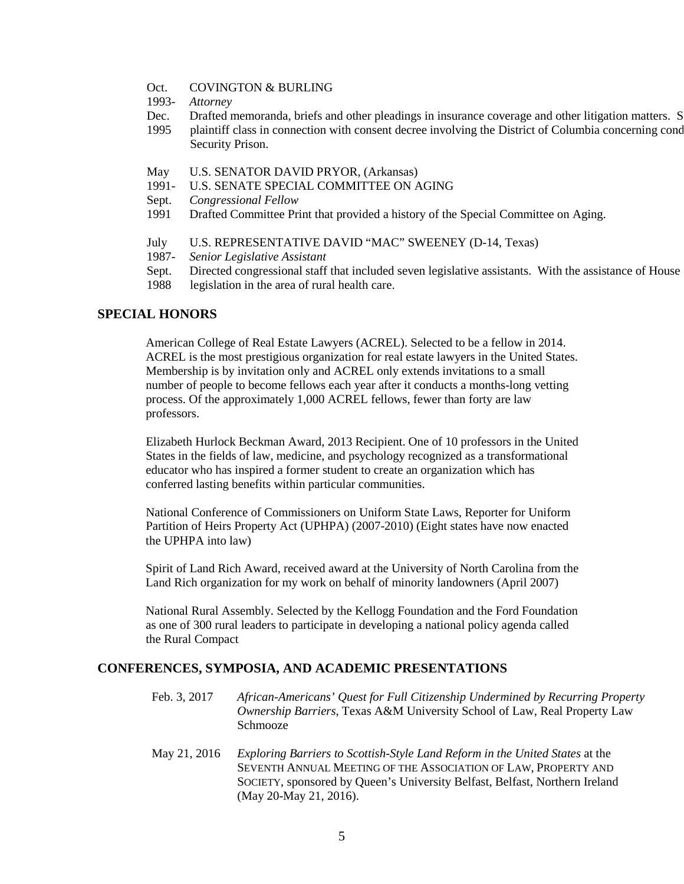Oct. 1993- Dec. 1995 COVINGTON & BURLING
*Attorney*
Drafted memoranda, briefs and other pleadings in insurance coverage and other litigation matters. S plaintiff class in connection with consent decree involving the District of Columbia concerning cond Security Prison.

May 1991- Sept. 1991 U.S. SENATOR DAVID PRYOR, (Arkansas)
U.S. SENATE SPECIAL COMMITTEE ON AGING
*Congressional Fellow*
Drafted Committee Print that provided a history of the Special Committee on Aging.

July 1987- Sept. 1988 U.S. REPRESENTATIVE DAVID "MAC" SWEENEY (D-14, Texas)
*Senior Legislative Assistant*
Directed congressional staff that included seven legislative assistants. With the assistance of House legislation in the area of rural health care.

## SPECIAL HONORS

American College of Real Estate Lawyers (ACREL). Selected to be a fellow in 2014. ACREL is the most prestigious organization for real estate lawyers in the United States. Membership is by invitation only and ACREL only extends invitations to a small number of people to become fellows each year after it conducts a months-long vetting process. Of the approximately 1,000 ACREL fellows, fewer than forty are law professors.

Elizabeth Hurlock Beckman Award, 2013 Recipient. One of 10 professors in the United States in the fields of law, medicine, and psychology recognized as a transformational educator who has inspired a former student to create an organization which has conferred lasting benefits within particular communities.

National Conference of Commissioners on Uniform State Laws, Reporter for Uniform Partition of Heirs Property Act (UPHPA) (2007-2010) (Eight states have now enacted the UPHPA into law)

Spirit of Land Rich Award, received award at the University of North Carolina from the Land Rich organization for my work on behalf of minority landowners (April 2007)

National Rural Assembly. Selected by the Kellogg Foundation and the Ford Foundation as one of 300 rural leaders to participate in developing a national policy agenda called the Rural Compact

## CONFERENCES, SYMPOSIA, AND ACADEMIC PRESENTATIONS

Feb. 3, 2017 *African-Americans' Quest for Full Citizenship Undermined by Recurring Property Ownership Barriers*, Texas A&M University School of Law, Real Property Law Schmooze

May 21, 2016 *Exploring Barriers to Scottish-Style Land Reform in the United States* at the SEVENTH ANNUAL MEETING OF THE ASSOCIATION OF LAW, PROPERTY AND SOCIETY, sponsored by Queen's University Belfast, Belfast, Northern Ireland (May 20-May 21, 2016).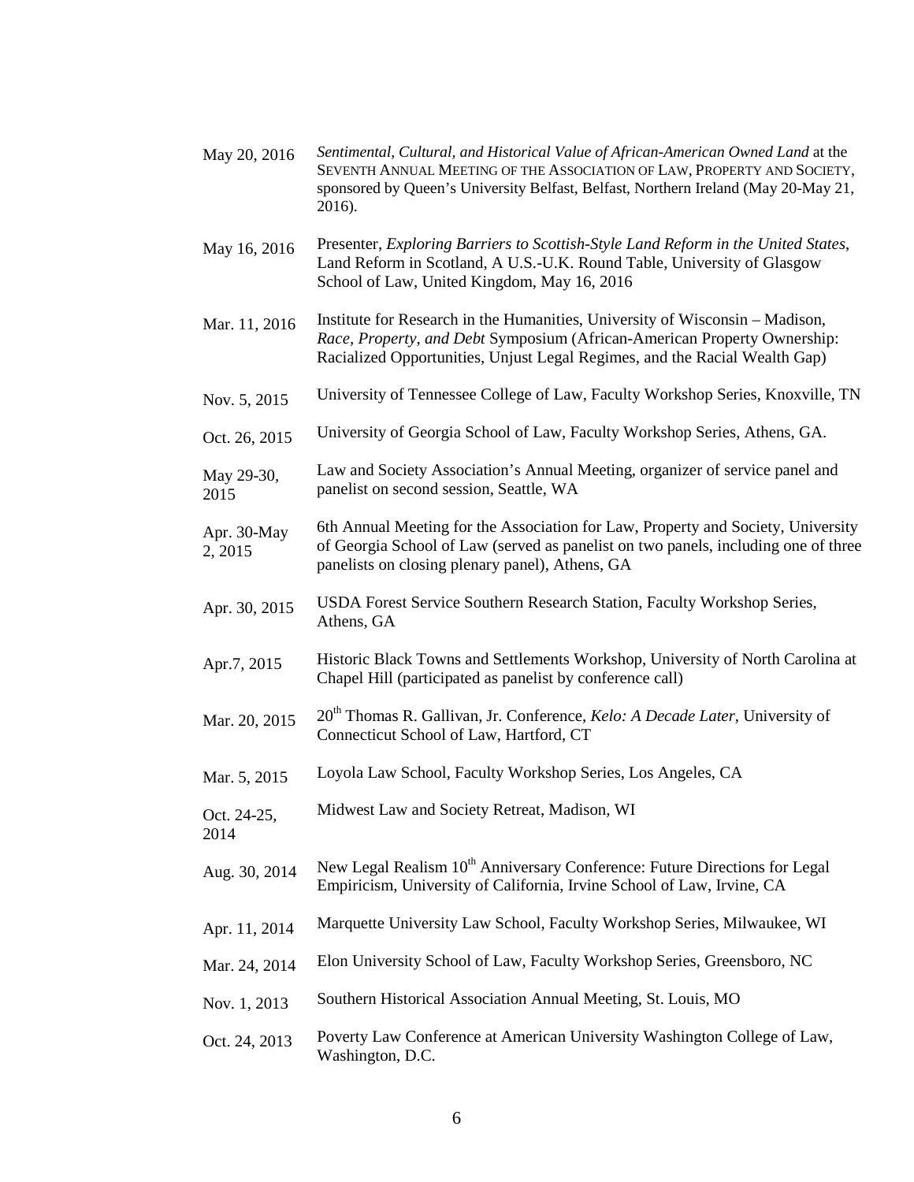| | |
|---|---|
| May 20, 2016 | *Sentimental, Cultural, and Historical Value of African-American Owned Land* at the SEVENTH ANNUAL MEETING OF THE ASSOCIATION OF LAW, PROPERTY AND SOCIETY, sponsored by Queen's University Belfast, Belfast, Northern Ireland (May 20-May 21, 2016). |
| May 16, 2016 | Presenter, *Exploring Barriers to Scottish-Style Land Reform in the United States*, Land Reform in Scotland, A U.S.-U.K. Round Table, University of Glasgow School of Law, United Kingdom, May 16, 2016 |
| Mar. 11, 2016 | Institute for Research in the Humanities, University of Wisconsin – Madison, *Race, Property, and Debt* Symposium (African-American Property Ownership: Racialized Opportunities, Unjust Legal Regimes, and the Racial Wealth Gap) |
| Nov. 5, 2015 | University of Tennessee College of Law, Faculty Workshop Series, Knoxville, TN |
| Oct. 26, 2015 | University of Georgia School of Law, Faculty Workshop Series, Athens, GA. |
| May 29-30, 2015 | Law and Society Association's Annual Meeting, organizer of service panel and panelist on second session, Seattle, WA |
| Apr. 30-May 2, 2015 | 6th Annual Meeting for the Association for Law, Property and Society, University of Georgia School of Law (served as panelist on two panels, including one of three panelists on closing plenary panel), Athens, GA |
| Apr. 30, 2015 | USDA Forest Service Southern Research Station, Faculty Workshop Series, Athens, GA |
| Apr.7, 2015 | Historic Black Towns and Settlements Workshop, University of North Carolina at Chapel Hill (participated as panelist by conference call) |
| Mar. 20, 2015 | 20th Thomas R. Gallivan, Jr. Conference, *Kelo: A Decade Later*, University of Connecticut School of Law, Hartford, CT |
| Mar. 5, 2015 | Loyola Law School, Faculty Workshop Series, Los Angeles, CA |
| Oct. 24-25, 2014 | Midwest Law and Society Retreat, Madison, WI |
| Aug. 30, 2014 | New Legal Realism 10th Anniversary Conference: Future Directions for Legal Empiricism, University of California, Irvine School of Law, Irvine, CA |
| Apr. 11, 2014 | Marquette University Law School, Faculty Workshop Series, Milwaukee, WI |
| Mar. 24, 2014 | Elon University School of Law, Faculty Workshop Series, Greensboro, NC |
| Nov. 1, 2013 | Southern Historical Association Annual Meeting, St. Louis, MO |
| Oct. 24, 2013 | Poverty Law Conference at American University Washington College of Law, Washington, D.C. |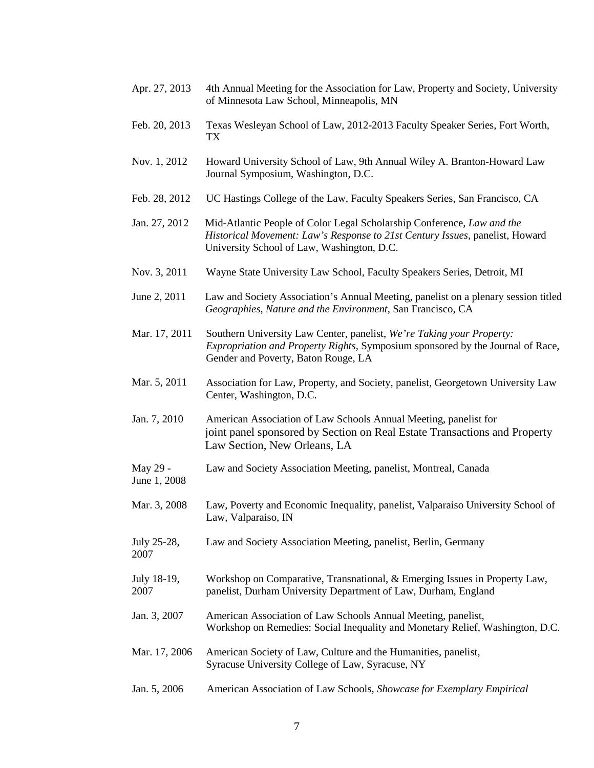| | |
|---|---|
| Apr. 27, 2013 | 4th Annual Meeting for the Association for Law, Property and Society, University of Minnesota Law School, Minneapolis, MN |
| Feb. 20, 2013 | Texas Wesleyan School of Law, 2012-2013 Faculty Speaker Series, Fort Worth, TX |
| Nov. 1, 2012 | Howard University School of Law, 9th Annual Wiley A. Branton-Howard Law Journal Symposium, Washington, D.C. |
| Feb. 28, 2012 | UC Hastings College of the Law, Faculty Speakers Series, San Francisco, CA |
| Jan. 27, 2012 | Mid-Atlantic People of Color Legal Scholarship Conference, *Law and the Historical Movement: Law's Response to 21st Century Issues*, panelist, Howard University School of Law, Washington, D.C. |
| Nov. 3, 2011 | Wayne State University Law School, Faculty Speakers Series, Detroit, MI |
| June 2, 2011 | Law and Society Association's Annual Meeting, panelist on a plenary session titled *Geographies, Nature and the Environment*, San Francisco, CA |
| Mar. 17, 2011 | Southern University Law Center, panelist, *We're Taking your Property: Expropriation and Property Rights*, Symposium sponsored by the Journal of Race, Gender and Poverty, Baton Rouge, LA |
| Mar. 5, 2011 | Association for Law, Property, and Society, panelist, Georgetown University Law Center, Washington, D.C. |
| Jan. 7, 2010 | American Association of Law Schools Annual Meeting, panelist for joint panel sponsored by Section on Real Estate Transactions and Property Law Section, New Orleans, LA |
| May 29 - June 1, 2008 | Law and Society Association Meeting, panelist, Montreal, Canada |
| Mar. 3, 2008 | Law, Poverty and Economic Inequality, panelist, Valparaiso University School of Law, Valparaiso, IN |
| July 25-28, 2007 | Law and Society Association Meeting, panelist, Berlin, Germany |
| July 18-19, 2007 | Workshop on Comparative, Transnational, & Emerging Issues in Property Law, panelist, Durham University Department of Law, Durham, England |
| Jan. 3, 2007 | American Association of Law Schools Annual Meeting, panelist, Workshop on Remedies: Social Inequality and Monetary Relief, Washington, D.C. |
| Mar. 17, 2006 | American Society of Law, Culture and the Humanities, panelist, Syracuse University College of Law, Syracuse, NY |
| Jan. 5, 2006 | American Association of Law Schools, *Showcase for Exemplary Empirical* |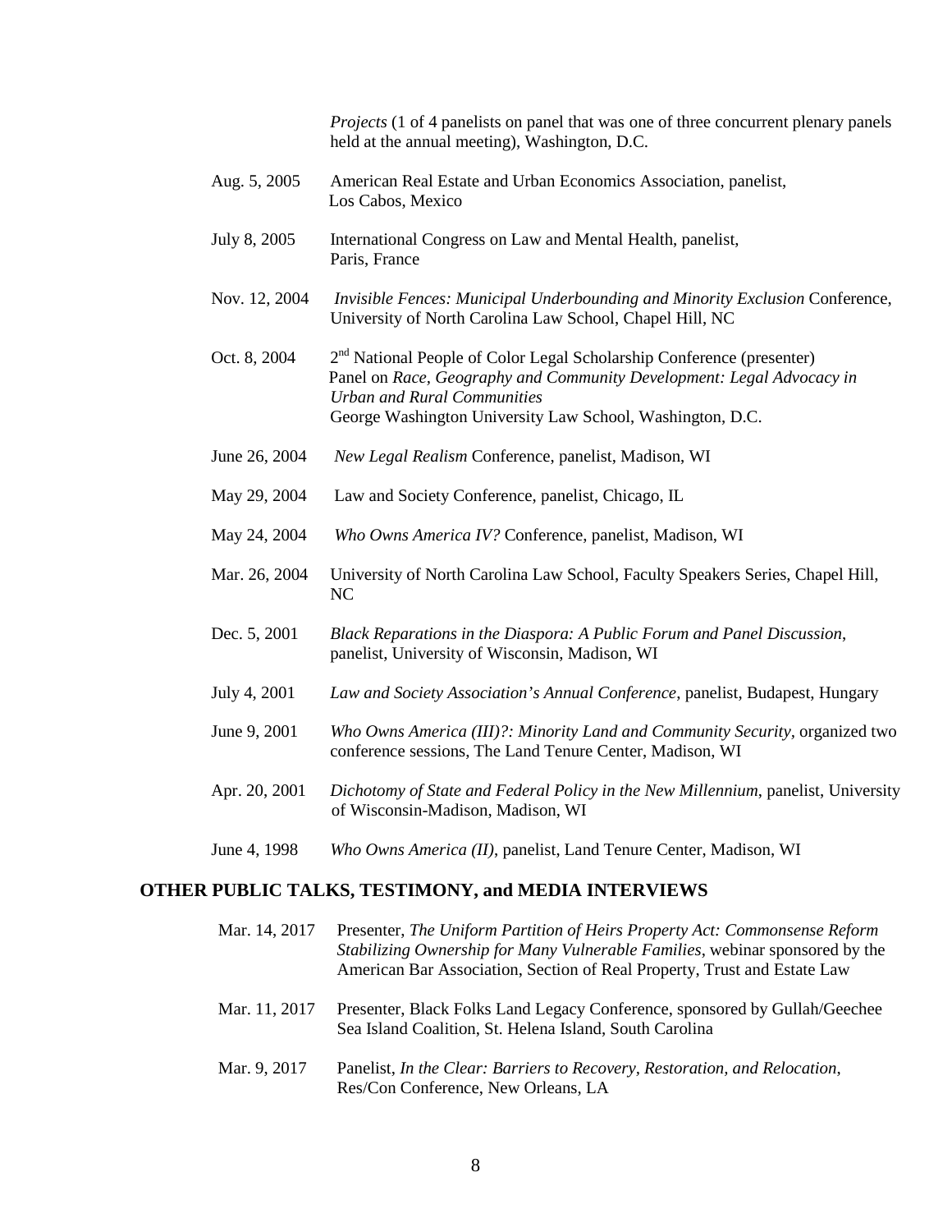*Projects* (1 of 4 panelists on panel that was one of three concurrent plenary panels held at the annual meeting), Washington, D.C.

Aug. 5, 2005 American Real Estate and Urban Economics Association, panelist, Los Cabos, Mexico

July 8, 2005 International Congress on Law and Mental Health, panelist, Paris, France

Nov. 12, 2004 *Invisible Fences: Municipal Underbounding and Minority Exclusion* Conference, University of North Carolina Law School, Chapel Hill, NC

Oct. 8, 2004 2nd National People of Color Legal Scholarship Conference (presenter) Panel on *Race, Geography and Community Development: Legal Advocacy in Urban and Rural Communities* George Washington University Law School, Washington, D.C.

June 26, 2004 *New Legal Realism* Conference, panelist, Madison, WI

May 29, 2004 Law and Society Conference, panelist, Chicago, IL

May 24, 2004 *Who Owns America IV?* Conference, panelist, Madison, WI

Mar. 26, 2004 University of North Carolina Law School, Faculty Speakers Series, Chapel Hill, NC

Dec. 5, 2001 *Black Reparations in the Diaspora: A Public Forum and Panel Discussion*, panelist, University of Wisconsin, Madison, WI

July 4, 2001 *Law and Society Association's Annual Conference*, panelist, Budapest, Hungary

June 9, 2001 *Who Owns America (III)?: Minority Land and Community Security*, organized two conference sessions, The Land Tenure Center, Madison, WI

Apr. 20, 2001 *Dichotomy of State and Federal Policy in the New Millennium*, panelist, University of Wisconsin-Madison, Madison, WI

June 4, 1998 *Who Owns America (II)*, panelist, Land Tenure Center, Madison, WI

## OTHER PUBLIC TALKS, TESTIMONY, and MEDIA INTERVIEWS

Mar. 14, 2017 Presenter, *The Uniform Partition of Heirs Property Act: Commonsense Reform Stabilizing Ownership for Many Vulnerable Families*, webinar sponsored by the American Bar Association, Section of Real Property, Trust and Estate Law

Mar. 11, 2017 Presenter, Black Folks Land Legacy Conference, sponsored by Gullah/Geechee Sea Island Coalition, St. Helena Island, South Carolina

Mar. 9, 2017 Panelist, *In the Clear: Barriers to Recovery, Restoration, and Relocation*, Res/Con Conference, New Orleans, LA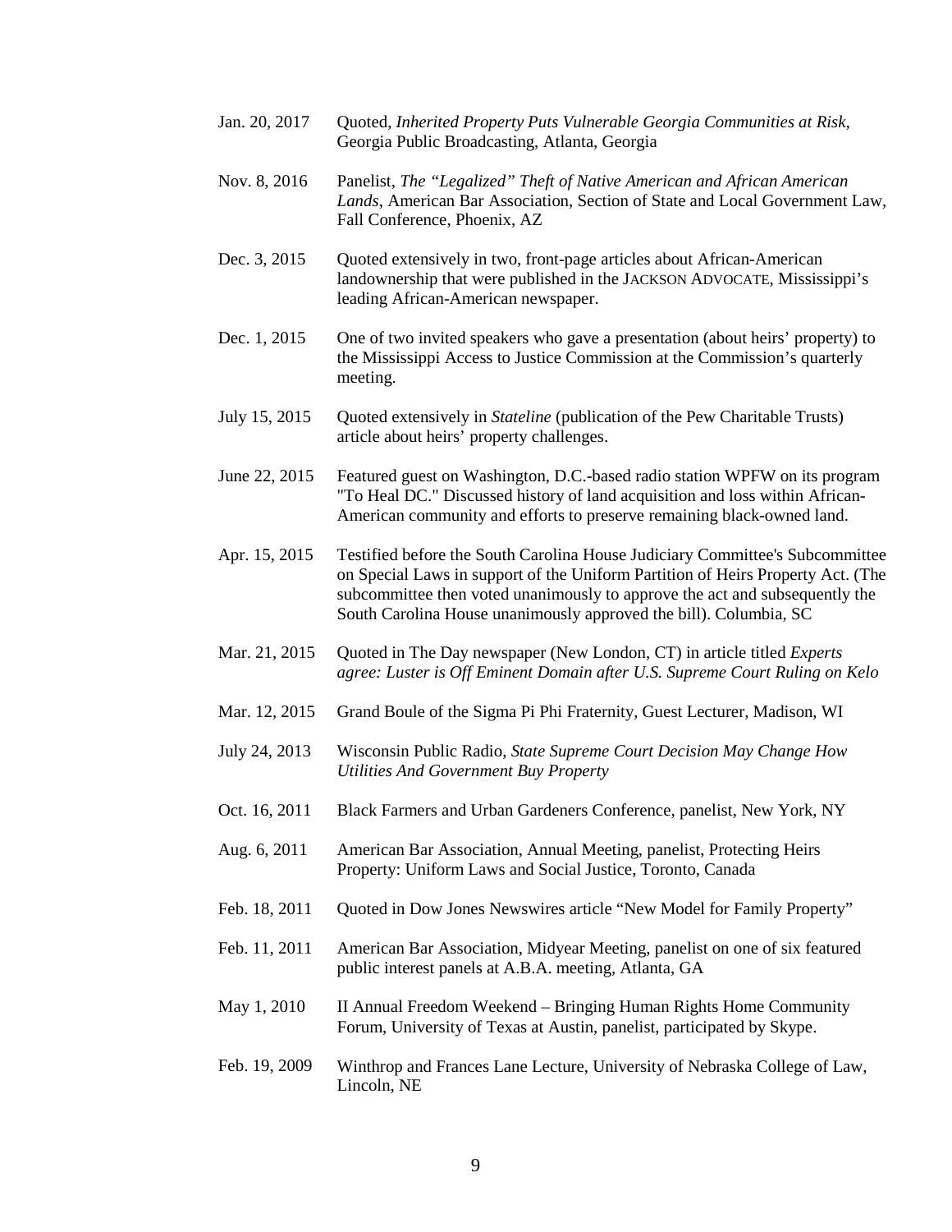| | |
|---|---|
| Jan. 20, 2017 | Quoted, *Inherited Property Puts Vulnerable Georgia Communities at Risk*, Georgia Public Broadcasting, Atlanta, Georgia |
| Nov. 8, 2016 | Panelist, *The "Legalized" Theft of Native American and African American Lands*, American Bar Association, Section of State and Local Government Law, Fall Conference, Phoenix, AZ |
| Dec. 3, 2015 | Quoted extensively in two, front-page articles about African-American landownership that were published in the JACKSON ADVOCATE, Mississippi's leading African-American newspaper. |
| Dec. 1, 2015 | One of two invited speakers who gave a presentation (about heirs' property) to the Mississippi Access to Justice Commission at the Commission's quarterly meeting. |
| July 15, 2015 | Quoted extensively in *Stateline* (publication of the Pew Charitable Trusts) article about heirs' property challenges. |
| June 22, 2015 | Featured guest on Washington, D.C.-based radio station WPFW on its program "To Heal DC." Discussed history of land acquisition and loss within African-American community and efforts to preserve remaining black-owned land. |
| Apr. 15, 2015 | Testified before the South Carolina House Judiciary Committee's Subcommittee on Special Laws in support of the Uniform Partition of Heirs Property Act. (The subcommittee then voted unanimously to approve the act and subsequently the South Carolina House unanimously approved the bill). Columbia, SC |
| Mar. 21, 2015 | Quoted in The Day newspaper (New London, CT) in article titled *Experts agree: Luster is Off Eminent Domain after U.S. Supreme Court Ruling on Kelo* |
| Mar. 12, 2015 | Grand Boule of the Sigma Pi Phi Fraternity, Guest Lecturer, Madison, WI |
| July 24, 2013 | Wisconsin Public Radio, *State Supreme Court Decision May Change How Utilities And Government Buy Property* |
| Oct. 16, 2011 | Black Farmers and Urban Gardeners Conference, panelist, New York, NY |
| Aug. 6, 2011 | American Bar Association, Annual Meeting, panelist, Protecting Heirs Property: Uniform Laws and Social Justice, Toronto, Canada |
| Feb. 18, 2011 | Quoted in Dow Jones Newswires article "New Model for Family Property" |
| Feb. 11, 2011 | American Bar Association, Midyear Meeting, panelist on one of six featured public interest panels at A.B.A. meeting, Atlanta, GA |
| May 1, 2010 | II Annual Freedom Weekend – Bringing Human Rights Home Community Forum, University of Texas at Austin, panelist, participated by Skype. |
| Feb. 19, 2009 | Winthrop and Frances Lane Lecture, University of Nebraska College of Law, Lincoln, NE |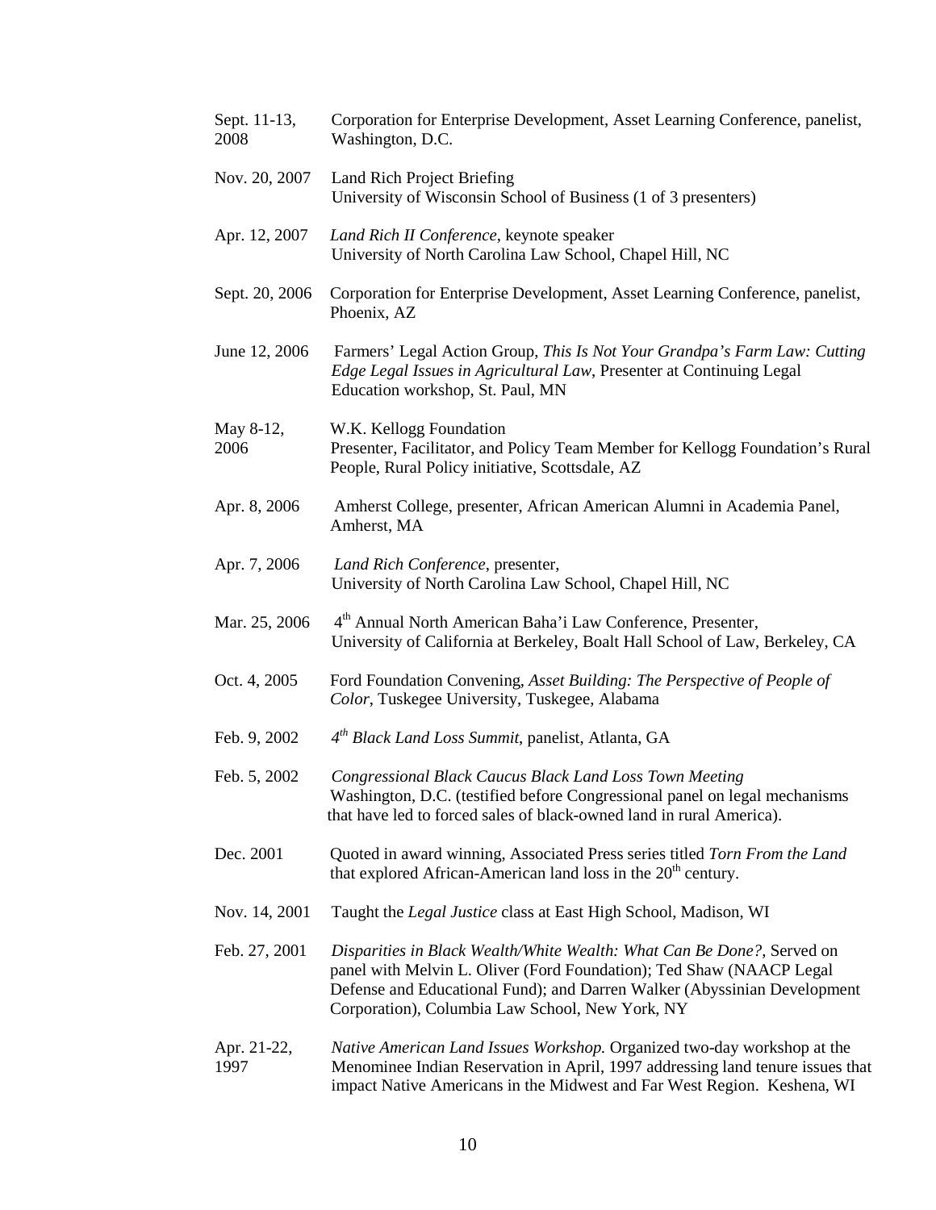| | |
|---|---|
| Sept. 11-13, 2008 | Corporation for Enterprise Development, Asset Learning Conference, panelist, Washington, D.C. |
| Nov. 20, 2007 | Land Rich Project Briefing<br>University of Wisconsin School of Business (1 of 3 presenters) |
| Apr. 12, 2007 | *Land Rich II Conference*, keynote speaker<br>University of North Carolina Law School, Chapel Hill, NC |
| Sept. 20, 2006 | Corporation for Enterprise Development, Asset Learning Conference, panelist, Phoenix, AZ |
| June 12, 2006 | Farmers' Legal Action Group, *This Is Not Your Grandpa's Farm Law: Cutting Edge Legal Issues in Agricultural Law*, Presenter at Continuing Legal Education workshop, St. Paul, MN |
| May 8-12, 2006 | W.K. Kellogg Foundation<br>Presenter, Facilitator, and Policy Team Member for Kellogg Foundation's Rural People, Rural Policy initiative, Scottsdale, AZ |
| Apr. 8, 2006 | Amherst College, presenter, African American Alumni in Academia Panel, Amherst, MA |
| Apr. 7, 2006 | *Land Rich Conference*, presenter,<br>University of North Carolina Law School, Chapel Hill, NC |
| Mar. 25, 2006 | 4th Annual North American Baha'i Law Conference, Presenter,<br>University of California at Berkeley, Boalt Hall School of Law, Berkeley, CA |
| Oct. 4, 2005 | Ford Foundation Convening, *Asset Building: The Perspective of People of Color*, Tuskegee University, Tuskegee, Alabama |
| Feb. 9, 2002 | *4th Black Land Loss Summit*, panelist, Atlanta, GA |
| Feb. 5, 2002 | *Congressional Black Caucus Black Land Loss Town Meeting*<br>Washington, D.C. (testified before Congressional panel on legal mechanisms that have led to forced sales of black-owned land in rural America). |
| Dec. 2001 | Quoted in award winning, Associated Press series titled *Torn From the Land* that explored African-American land loss in the 20th century. |
| Nov. 14, 2001 | Taught the *Legal Justice* class at East High School, Madison, WI |
| Feb. 27, 2001 | *Disparities in Black Wealth/White Wealth: What Can Be Done?*, Served on panel with Melvin L. Oliver (Ford Foundation); Ted Shaw (NAACP Legal Defense and Educational Fund); and Darren Walker (Abyssinian Development Corporation), Columbia Law School, New York, NY |
| Apr. 21-22, 1997 | *Native American Land Issues Workshop.* Organized two-day workshop at the Menominee Indian Reservation in April, 1997 addressing land tenure issues that impact Native Americans in the Midwest and Far West Region. Keshena, WI |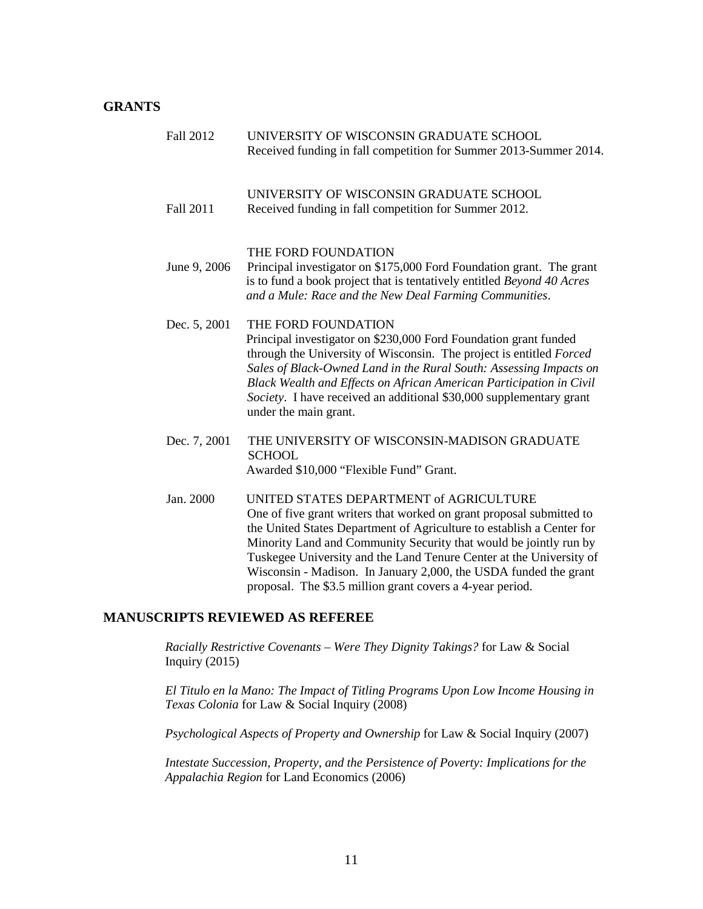## GRANTS

**Fall 2012** — UNIVERSITY OF WISCONSIN GRADUATE SCHOOL
Received funding in fall competition for Summer 2013-Summer 2014.

**Fall 2011** — UNIVERSITY OF WISCONSIN GRADUATE SCHOOL
Received funding in fall competition for Summer 2012.

**June 9, 2006** — THE FORD FOUNDATION
Principal investigator on $175,000 Ford Foundation grant. The grant is to fund a book project that is tentatively entitled *Beyond 40 Acres and a Mule: Race and the New Deal Farming Communities*.

**Dec. 5, 2001** — THE FORD FOUNDATION
Principal investigator on $230,000 Ford Foundation grant funded through the University of Wisconsin. The project is entitled *Forced Sales of Black-Owned Land in the Rural South: Assessing Impacts on Black Wealth and Effects on African American Participation in Civil Society*. I have received an additional $30,000 supplementary grant under the main grant.

**Dec. 7, 2001** — THE UNIVERSITY OF WISCONSIN-MADISON GRADUATE SCHOOL
Awarded $10,000 "Flexible Fund" Grant.

**Jan. 2000** — UNITED STATES DEPARTMENT of AGRICULTURE
One of five grant writers that worked on grant proposal submitted to the United States Department of Agriculture to establish a Center for Minority Land and Community Security that would be jointly run by Tuskegee University and the Land Tenure Center at the University of Wisconsin - Madison. In January 2,000, the USDA funded the grant proposal. The $3.5 million grant covers a 4-year period.

## MANUSCRIPTS REVIEWED AS REFEREE

*Racially Restrictive Covenants – Were They Dignity Takings?* for Law & Social Inquiry (2015)

*El Titulo en la Mano: The Impact of Titling Programs Upon Low Income Housing in Texas Colonia* for Law & Social Inquiry (2008)

*Psychological Aspects of Property and Ownership* for Law & Social Inquiry (2007)

*Intestate Succession, Property, and the Persistence of Poverty: Implications for the Appalachia Region* for Land Economics (2006)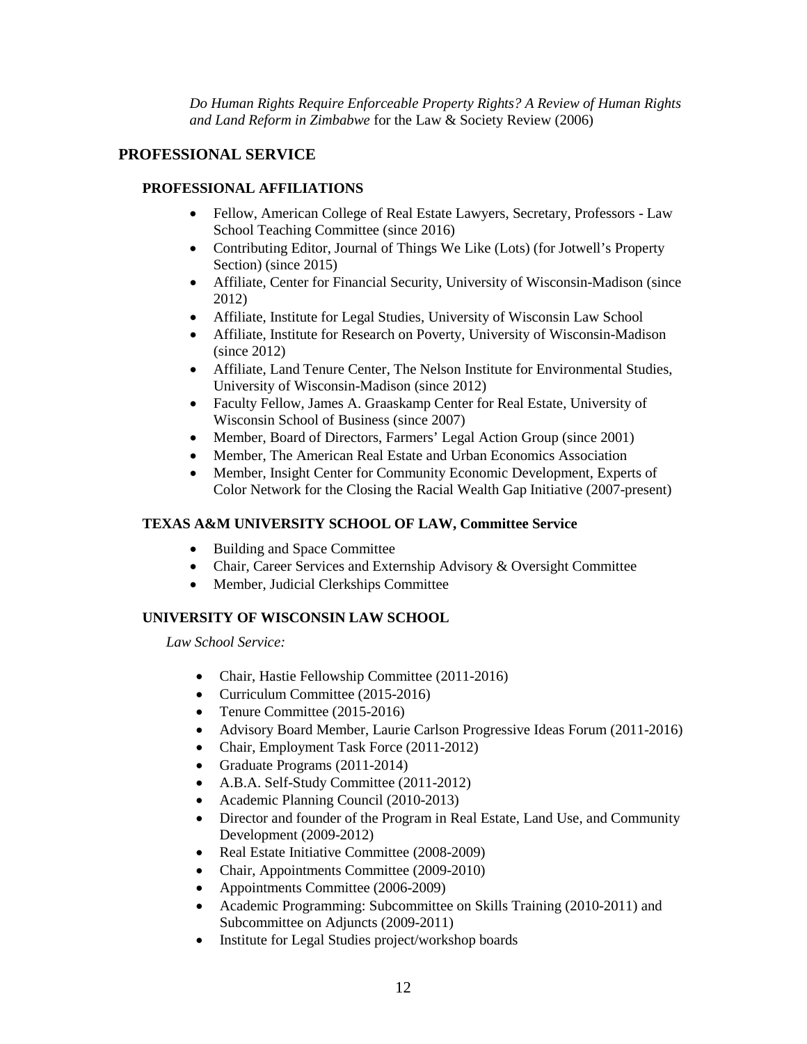*Do Human Rights Require Enforceable Property Rights? A Review of Human Rights and Land Reform in Zimbabwe* for the Law & Society Review (2006)

## PROFESSIONAL SERVICE

### PROFESSIONAL AFFILIATIONS

- Fellow, American College of Real Estate Lawyers, Secretary, Professors - Law School Teaching Committee (since 2016)
- Contributing Editor, Journal of Things We Like (Lots) (for Jotwell's Property Section) (since 2015)
- Affiliate, Center for Financial Security, University of Wisconsin-Madison (since 2012)
- Affiliate, Institute for Legal Studies, University of Wisconsin Law School
- Affiliate, Institute for Research on Poverty, University of Wisconsin-Madison (since 2012)
- Affiliate, Land Tenure Center, The Nelson Institute for Environmental Studies, University of Wisconsin-Madison (since 2012)
- Faculty Fellow, James A. Graaskamp Center for Real Estate, University of Wisconsin School of Business (since 2007)
- Member, Board of Directors, Farmers' Legal Action Group (since 2001)
- Member, The American Real Estate and Urban Economics Association
- Member, Insight Center for Community Economic Development, Experts of Color Network for the Closing the Racial Wealth Gap Initiative (2007-present)

### TEXAS A&M UNIVERSITY SCHOOL OF LAW, Committee Service

- Building and Space Committee
- Chair, Career Services and Externship Advisory & Oversight Committee
- Member, Judicial Clerkships Committee

### UNIVERSITY OF WISCONSIN LAW SCHOOL

*Law School Service:*

- Chair, Hastie Fellowship Committee (2011-2016)
- Curriculum Committee (2015-2016)
- Tenure Committee (2015-2016)
- Advisory Board Member, Laurie Carlson Progressive Ideas Forum (2011-2016)
- Chair, Employment Task Force (2011-2012)
- Graduate Programs (2011-2014)
- A.B.A. Self-Study Committee (2011-2012)
- Academic Planning Council (2010-2013)
- Director and founder of the Program in Real Estate, Land Use, and Community Development (2009-2012)
- Real Estate Initiative Committee (2008-2009)
- Chair, Appointments Committee (2009-2010)
- Appointments Committee (2006-2009)
- Academic Programming: Subcommittee on Skills Training (2010-2011) and Subcommittee on Adjuncts (2009-2011)
- Institute for Legal Studies project/workshop boards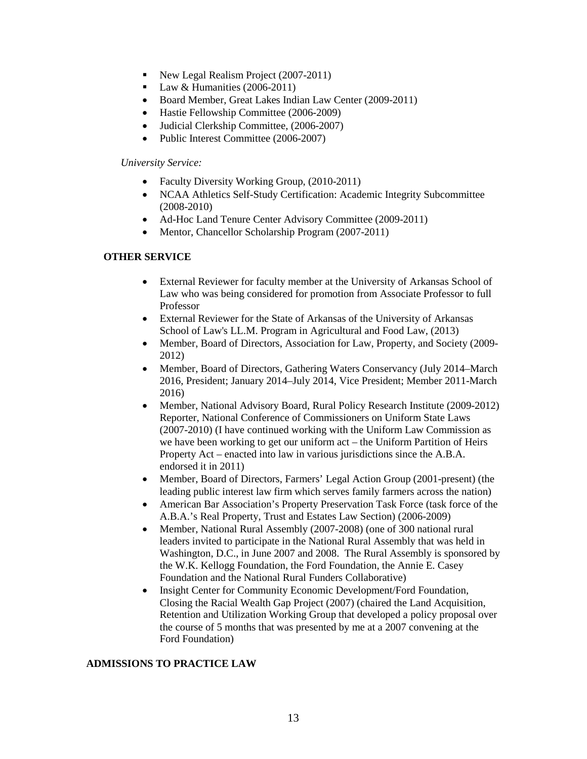- New Legal Realism Project (2007-2011)
- Law & Humanities (2006-2011)
- Board Member, Great Lakes Indian Law Center (2009-2011)
- Hastie Fellowship Committee (2006-2009)
- Judicial Clerkship Committee, (2006-2007)
- Public Interest Committee (2006-2007)

*University Service:*

- Faculty Diversity Working Group, (2010-2011)
- NCAA Athletics Self-Study Certification: Academic Integrity Subcommittee (2008-2010)
- Ad-Hoc Land Tenure Center Advisory Committee (2009-2011)
- Mentor, Chancellor Scholarship Program (2007-2011)

**OTHER SERVICE**

- External Reviewer for faculty member at the University of Arkansas School of Law who was being considered for promotion from Associate Professor to full Professor
- External Reviewer for the State of Arkansas of the University of Arkansas School of Law's LL.M. Program in Agricultural and Food Law, (2013)
- Member, Board of Directors, Association for Law, Property, and Society (2009-2012)
- Member, Board of Directors, Gathering Waters Conservancy (July 2014–March 2016, President; January 2014–July 2014, Vice President; Member 2011-March 2016)
- Member, National Advisory Board, Rural Policy Research Institute (2009-2012) Reporter, National Conference of Commissioners on Uniform State Laws (2007-2010) (I have continued working with the Uniform Law Commission as we have been working to get our uniform act – the Uniform Partition of Heirs Property Act – enacted into law in various jurisdictions since the A.B.A. endorsed it in 2011)
- Member, Board of Directors, Farmers' Legal Action Group (2001-present) (the leading public interest law firm which serves family farmers across the nation)
- American Bar Association's Property Preservation Task Force (task force of the A.B.A.'s Real Property, Trust and Estates Law Section) (2006-2009)
- Member, National Rural Assembly (2007-2008) (one of 300 national rural leaders invited to participate in the National Rural Assembly that was held in Washington, D.C., in June 2007 and 2008. The Rural Assembly is sponsored by the W.K. Kellogg Foundation, the Ford Foundation, the Annie E. Casey Foundation and the National Rural Funders Collaborative)
- Insight Center for Community Economic Development/Ford Foundation, Closing the Racial Wealth Gap Project (2007) (chaired the Land Acquisition, Retention and Utilization Working Group that developed a policy proposal over the course of 5 months that was presented by me at a 2007 convening at the Ford Foundation)

**ADMISSIONS TO PRACTICE LAW**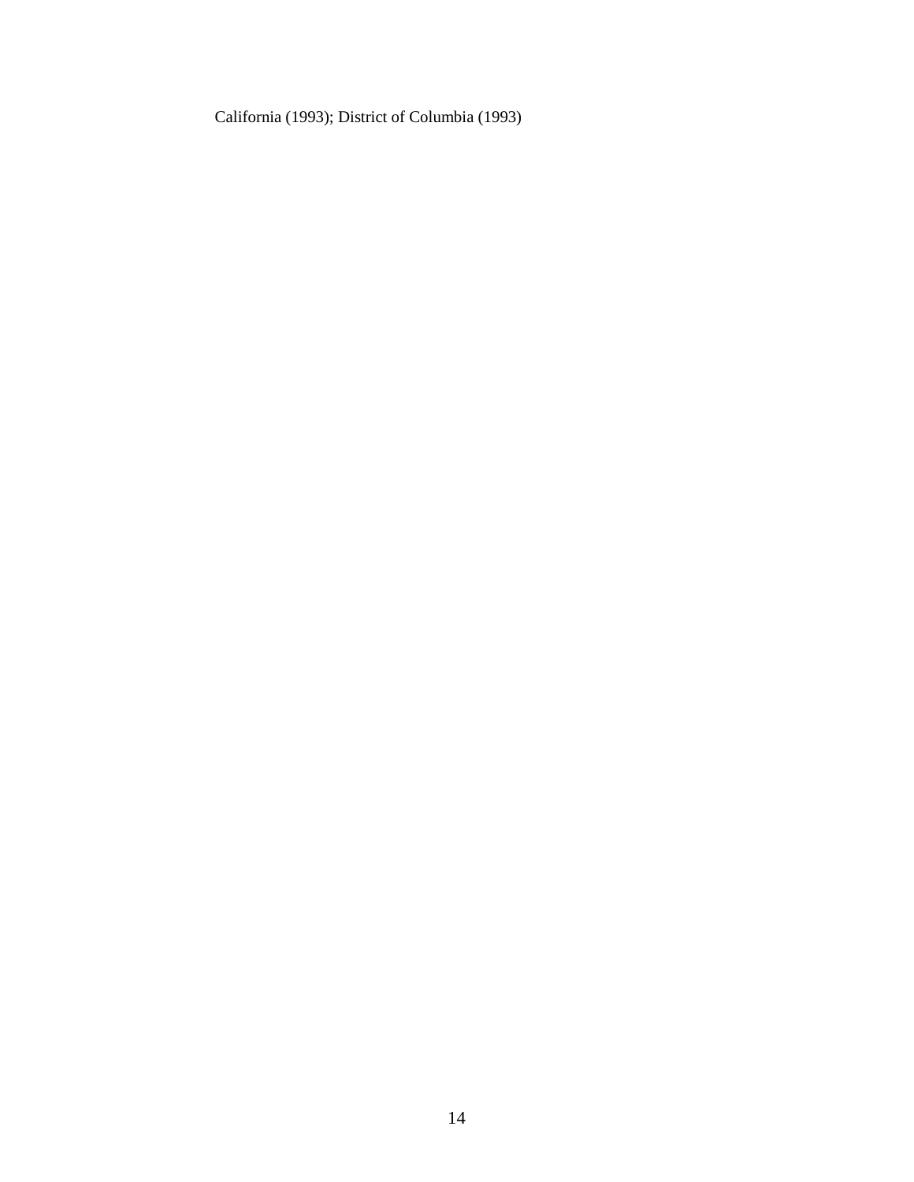California (1993); District of Columbia (1993)